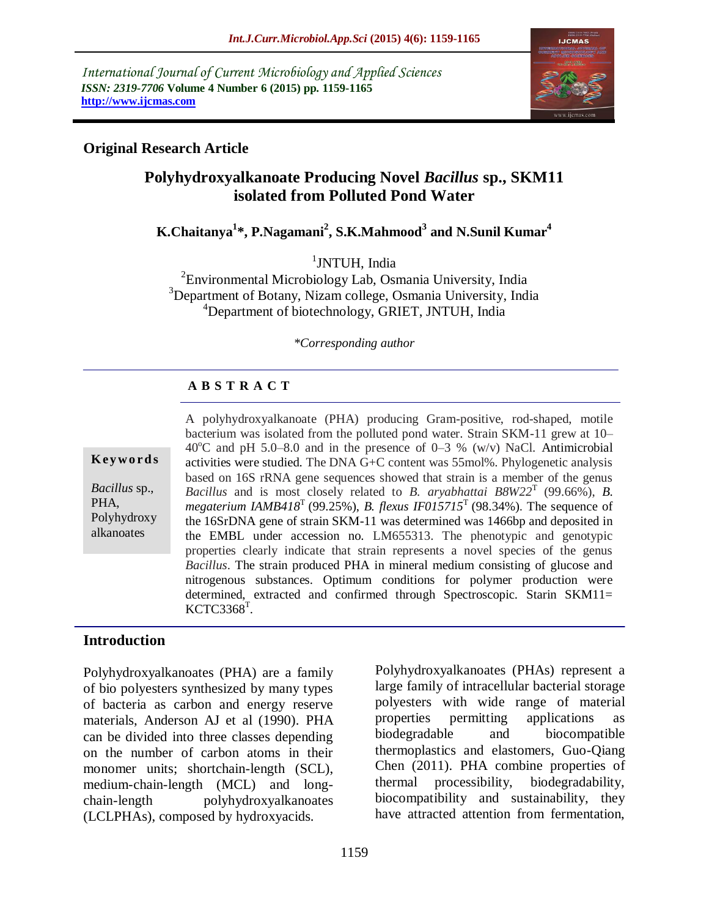International Journal of Current Microbiology and Applied Sciences
*ISSN: 2319-7706* **Volume 4 Number 6 (2015) pp. 1159-1165**
**http://www.ijcmas.com**

**Original Research Article**

# Polyhydroxyalkanoate Producing Novel *Bacillus* sp., SKM11 isolated from Polluted Pond Water

**K.Chaitanya[1]*, P.Nagamani[2], S.K.Mahmood[3] and N.Sunil Kumar[4]**

[1]JNTUH, India
[2]Environmental Microbiology Lab, Osmania University, India
[3]Department of Botany, Nizam college, Osmania University, India
[4]Department of biotechnology, GRIET, JNTUH, India

*\*Corresponding author*

## A B S T R A C T

**Keywords**

*Bacillus* sp., PHA, Polyhydroxy alkanoates

A polyhydroxyalkanoate (PHA) producing Gram-positive, rod-shaped, motile bacterium was isolated from the polluted pond water. Strain SKM-11 grew at 10–40°C and pH 5.0–8.0 and in the presence of 0–3 % (w/v) NaCl. Antimicrobial activities were studied. The DNA G+C content was 55mol%. Phylogenetic analysis based on 16S rRNA gene sequences showed that strain is a member of the genus *Bacillus* and is most closely related to *B. aryabhattai B8W22*$^T$ (99.66%), *B. megaterium IAMB418*$^T$ (99.25%), *B. flexus IF015715*$^T$ (98.34%). The sequence of the 16SrDNA gene of strain SKM-11 was determined was 1466bp and deposited in the EMBL under accession no. LM655313. The phenotypic and genotypic properties clearly indicate that strain represents a novel species of the genus *Bacillus*. The strain produced PHA in mineral medium consisting of glucose and nitrogenous substances. Optimum conditions for polymer production were determined, extracted and confirmed through Spectroscopic. Starin SKM11= KCTC3368$^T$.

## Introduction

Polyhydroxyalkanoates (PHA) are a family of bio polyesters synthesized by many types of bacteria as carbon and energy reserve materials, Anderson AJ et al (1990). PHA can be divided into three classes depending on the number of carbon atoms in their monomer units; shortchain-length (SCL), medium-chain-length (MCL) and long-chain-length polyhydroxyalkanoates (LCLPHAs), composed by hydroxyacids.

Polyhydroxyalkanoates (PHAs) represent a large family of intracellular bacterial storage polyesters with wide range of material properties permitting applications as biodegradable and biocompatible thermoplastics and elastomers, Guo-Qiang Chen (2011). PHA combine properties of thermal processibility, biodegradability, biocompatibility and sustainability, they have attracted attention from fermentation,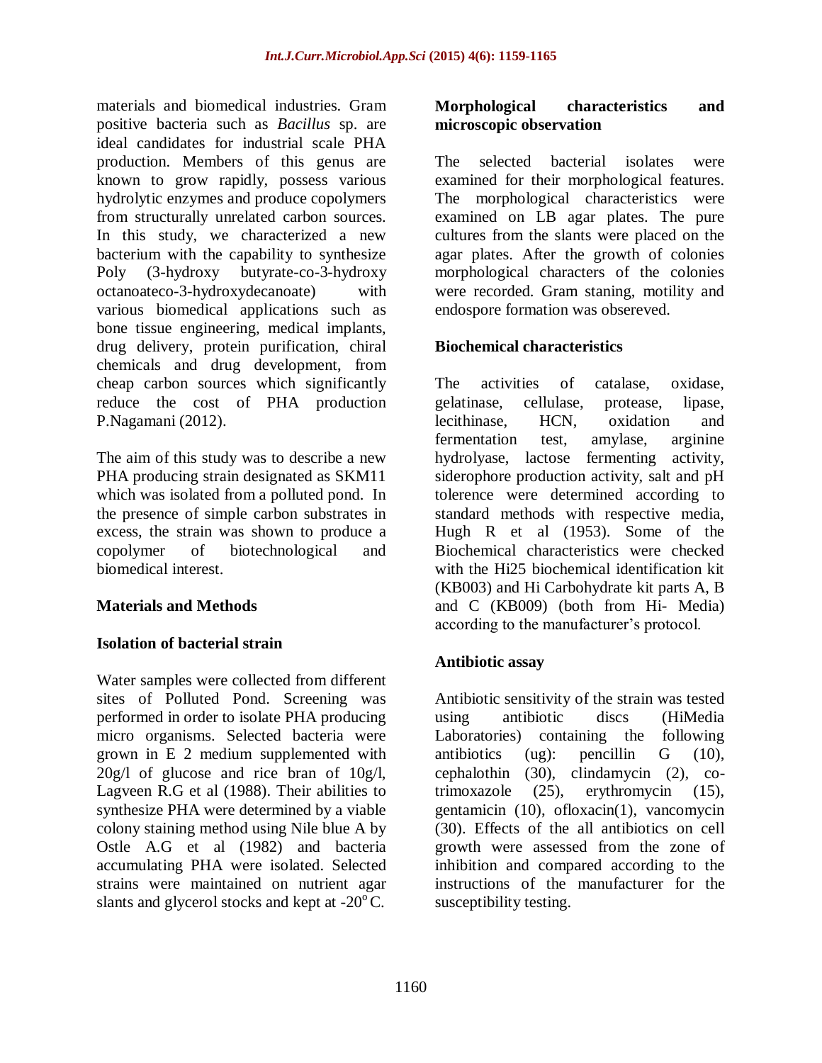materials and biomedical industries. Gram positive bacteria such as *Bacillus* sp. are ideal candidates for industrial scale PHA production. Members of this genus are known to grow rapidly, possess various hydrolytic enzymes and produce copolymers from structurally unrelated carbon sources. In this study, we characterized a new bacterium with the capability to synthesize Poly (3-hydroxy butyrate-co-3-hydroxy octanoateco-3-hydroxydecanoate) with various biomedical applications such as bone tissue engineering, medical implants, drug delivery, protein purification, chiral chemicals and drug development, from cheap carbon sources which significantly reduce the cost of PHA production P.Nagamani (2012).

The aim of this study was to describe a new PHA producing strain designated as SKM11 which was isolated from a polluted pond. In the presence of simple carbon substrates in excess, the strain was shown to produce a copolymer of biotechnological and biomedical interest.

## Materials and Methods

### Isolation of bacterial strain

Water samples were collected from different sites of Polluted Pond. Screening was performed in order to isolate PHA producing micro organisms. Selected bacteria were grown in E 2 medium supplemented with 20g/l of glucose and rice bran of 10g/l, Lagveen R.G et al (1988). Their abilities to synthesize PHA were determined by a viable colony staining method using Nile blue A by Ostle A.G et al (1982) and bacteria accumulating PHA were isolated. Selected strains were maintained on nutrient agar slants and glycerol stocks and kept at -20$^{o}$C.

### Morphological characteristics and microscopic observation

The selected bacterial isolates were examined for their morphological features. The morphological characteristics were examined on LB agar plates. The pure cultures from the slants were placed on the agar plates. After the growth of colonies morphological characters of the colonies were recorded. Gram staning, motility and endospore formation was obsereved.

### Biochemical characteristics

The activities of catalase, oxidase, gelatinase, cellulase, protease, lipase, lecithinase, HCN, oxidation and fermentation test, amylase, arginine hydrolyase, lactose fermenting activity, siderophore production activity, salt and pH tolerence were determined according to standard methods with respective media, Hugh R et al (1953). Some of the Biochemical characteristics were checked with the Hi25 biochemical identification kit (KB003) and Hi Carbohydrate kit parts A, B and C (KB009) (both from Hi- Media) according to the manufacturer's protocol.

### Antibiotic assay

Antibiotic sensitivity of the strain was tested using antibiotic discs (HiMedia Laboratories) containing the following antibiotics (ug): pencillin G (10), cephalothin (30), clindamycin (2), co-trimoxazole (25), erythromycin (15), gentamicin (10), ofloxacin(1), vancomycin (30). Effects of the all antibiotics on cell growth were assessed from the zone of inhibition and compared according to the instructions of the manufacturer for the susceptibility testing.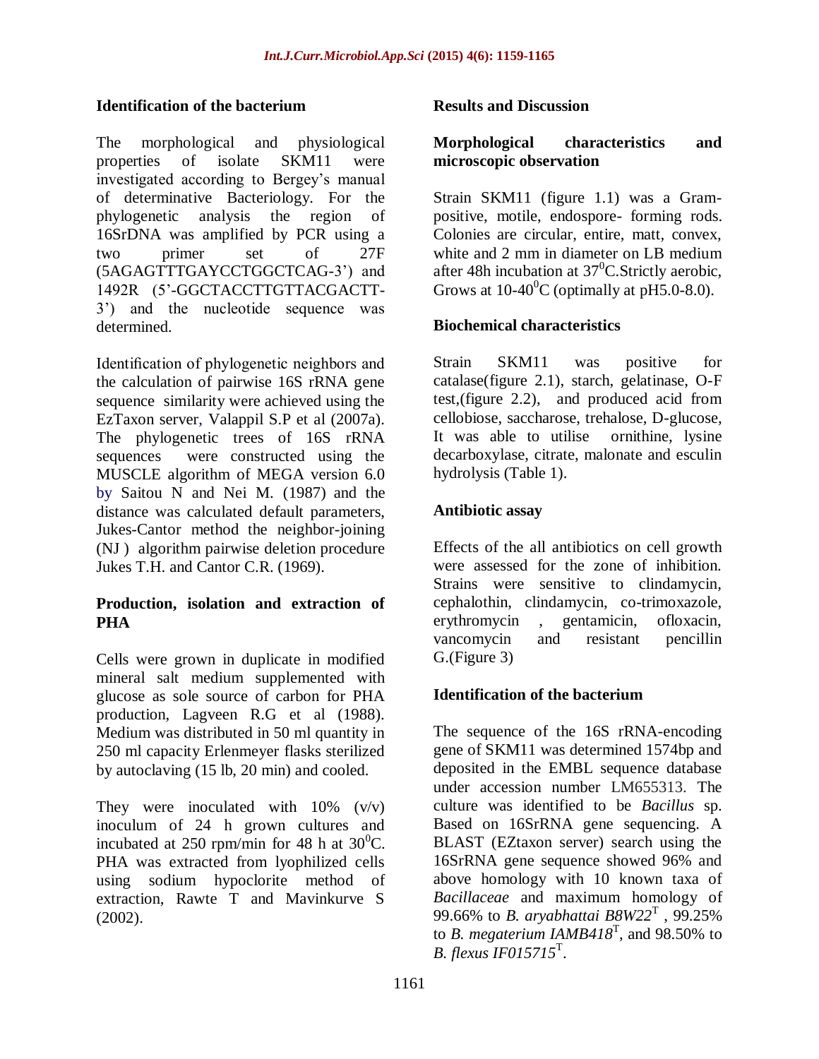### Identification of the bacterium

The morphological and physiological properties of isolate SKM11 were investigated according to Bergey's manual of determinative Bacteriology. For the phylogenetic analysis the region of 16SrDNA was amplified by PCR using a two primer set of 27F (5AGAGTTTGAYCCTGGCTCAG-3') and 1492R (5'-GGCTACCTTGTTACGACTT-3') and the nucleotide sequence was determined.

Identification of phylogenetic neighbors and the calculation of pairwise 16S rRNA gene sequence similarity were achieved using the EzTaxon server, Valappil S.P et al (2007a). The phylogenetic trees of 16S rRNA sequences were constructed using the MUSCLE algorithm of MEGA version 6.0 by Saitou N and Nei M. (1987) and the distance was calculated default parameters, Jukes-Cantor method the neighbor-joining (NJ ) algorithm pairwise deletion procedure Jukes T.H. and Cantor C.R. (1969).

### Production, isolation and extraction of PHA

Cells were grown in duplicate in modified mineral salt medium supplemented with glucose as sole source of carbon for PHA production, Lagveen R.G et al (1988). Medium was distributed in 50 ml quantity in 250 ml capacity Erlenmeyer flasks sterilized by autoclaving (15 lb, 20 min) and cooled.

They were inoculated with 10% (v/v) inoculum of 24 h grown cultures and incubated at 250 rpm/min for 48 h at $30^0$C. PHA was extracted from lyophilized cells using sodium hypoclorite method of extraction, Rawte T and Mavinkurve S (2002).

## Results and Discussion

### Morphological characteristics and microscopic observation

Strain SKM11 (figure 1.1) was a Gram-positive, motile, endospore- forming rods. Colonies are circular, entire, matt, convex, white and 2 mm in diameter on LB medium after 48h incubation at $37^0$C.Strictly aerobic, Grows at 10-$40^0$C (optimally at pH5.0-8.0).

### Biochemical characteristics

Strain SKM11 was positive for catalase(figure 2.1), starch, gelatinase, O-F test,(figure 2.2), and produced acid from cellobiose, saccharose, trehalose, D-glucose, It was able to utilise ornithine, lysine decarboxylase, citrate, malonate and esculin hydrolysis (Table 1).

### Antibiotic assay

Effects of the all antibiotics on cell growth were assessed for the zone of inhibition. Strains were sensitive to clindamycin, cephalothin, clindamycin, co-trimoxazole, erythromycin , gentamicin, ofloxacin, vancomycin and resistant pencillin G.(Figure 3)

### Identification of the bacterium

The sequence of the 16S rRNA-encoding gene of SKM11 was determined 1574bp and deposited in the EMBL sequence database under accession number LM655313. The culture was identified to be *Bacillus* sp. Based on 16SrRNA gene sequencing. A BLAST (EZtaxon server) search using the 16SrRNA gene sequence showed 96% and above homology with 10 known taxa of *Bacillaceae* and maximum homology of 99.66% to *B. aryabhattai B8W22*$^T$ , 99.25% to *B. megaterium IAMB418*$^T$, and 98.50% to *B. flexus IF015715*$^T$.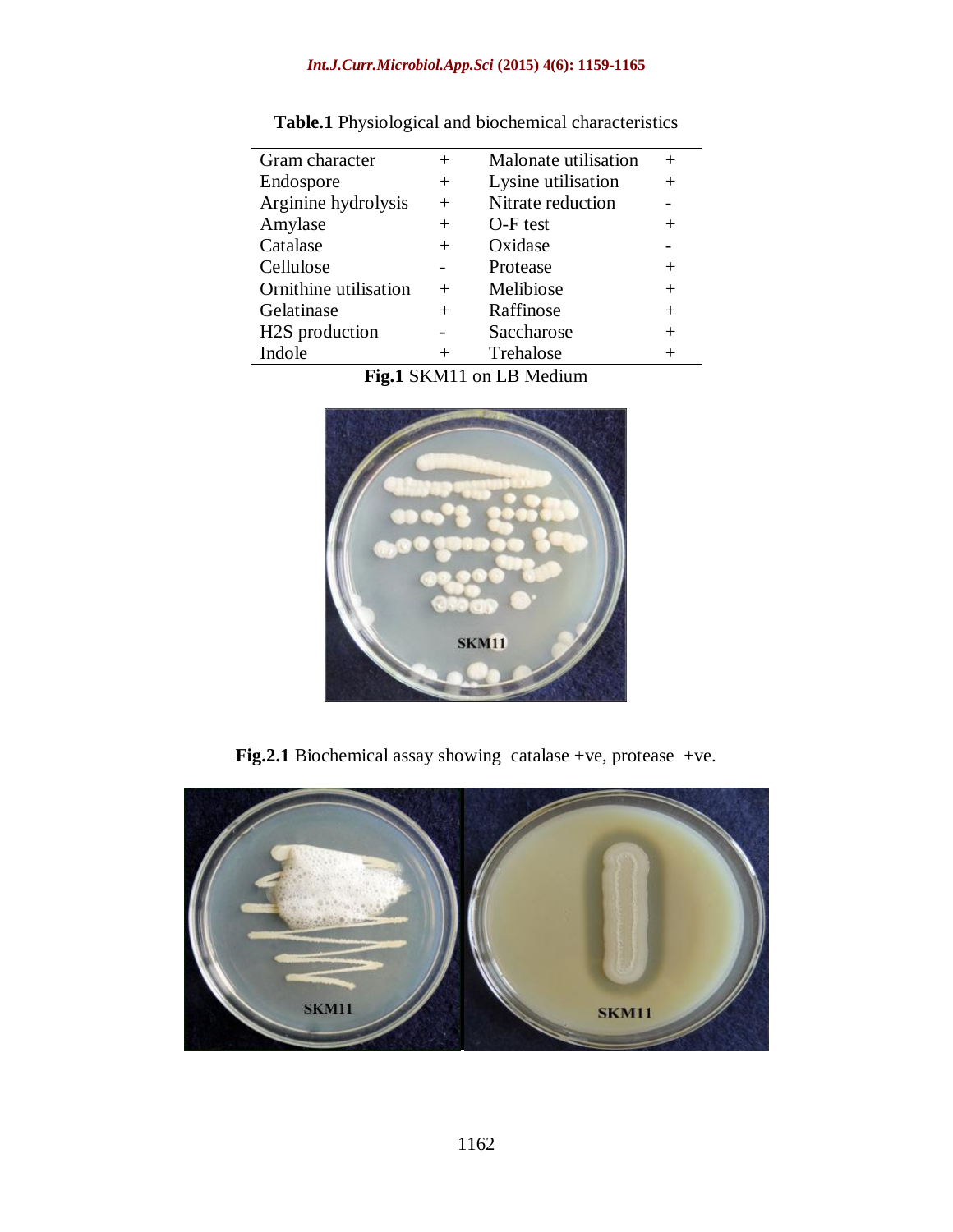**Table.1** Physiological and biochemical characteristics

| | | | |
|---|---|---|---|
| Gram character | + | Malonate utilisation | + |
| Endospore | + | Lysine utilisation | + |
| Arginine hydrolysis | + | Nitrate reduction | - |
| Amylase | + | O-F test | + |
| Catalase | + | Oxidase | - |
| Cellulose | - | Protease | + |
| Ornithine utilisation | + | Melibiose | + |
| Gelatinase | + | Raffinose | + |
| H2S production | - | Saccharose | + |
| Indole | + | Trehalose | + |

**Fig.1** SKM11 on LB Medium

**Fig.2.1** Biochemical assay showing catalase +ve, protease +ve.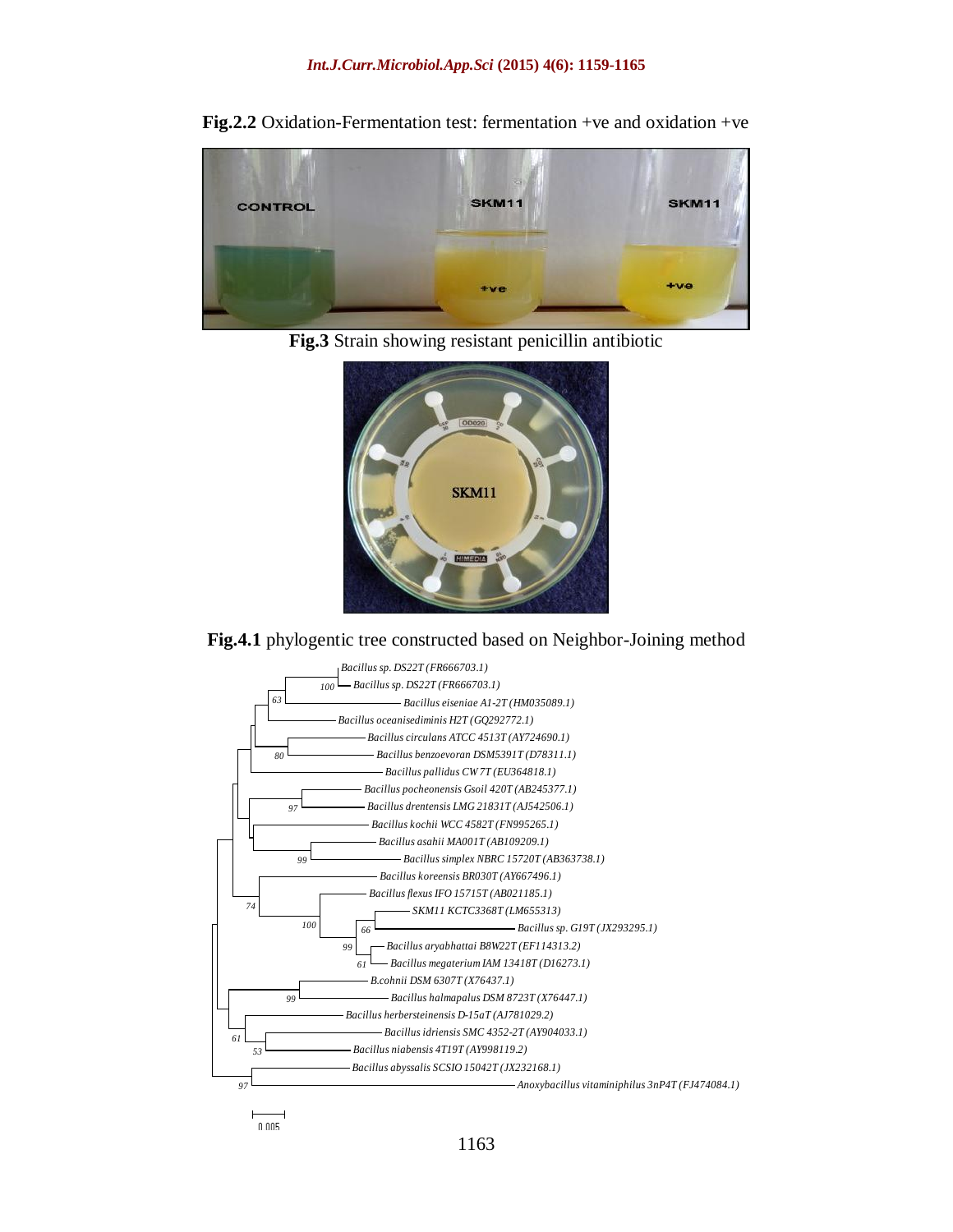**Fig.2.2** Oxidation-Fermentation test: fermentation +ve and oxidation +ve

**Fig.3** Strain showing resistant penicillin antibiotic

**Fig.4.1** phylogentic tree constructed based on Neighbor-Joining method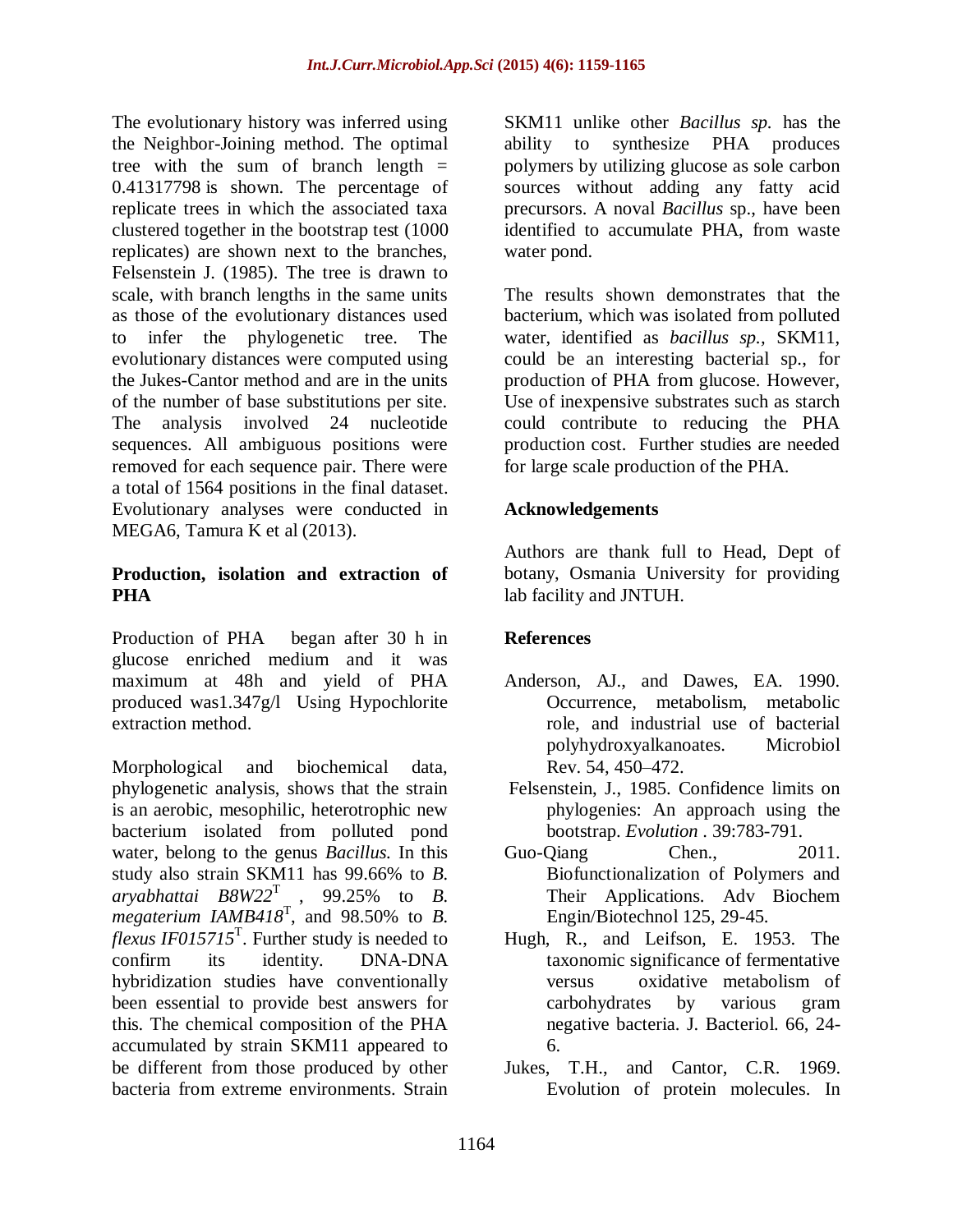The evolutionary history was inferred using the Neighbor-Joining method. The optimal tree with the sum of branch length = 0.41317798 is shown. The percentage of replicate trees in which the associated taxa clustered together in the bootstrap test (1000 replicates) are shown next to the branches, Felsenstein J. (1985). The tree is drawn to scale, with branch lengths in the same units as those of the evolutionary distances used to infer the phylogenetic tree. The evolutionary distances were computed using the Jukes-Cantor method and are in the units of the number of base substitutions per site. The analysis involved 24 nucleotide sequences. All ambiguous positions were removed for each sequence pair. There were a total of 1564 positions in the final dataset. Evolutionary analyses were conducted in MEGA6, Tamura K et al (2013).

### Production, isolation and extraction of PHA

Production of PHA began after 30 h in glucose enriched medium and it was maximum at 48h and yield of PHA produced was1.347g/l Using Hypochlorite extraction method.

Morphological and biochemical data, phylogenetic analysis, shows that the strain is an aerobic, mesophilic, heterotrophic new bacterium isolated from polluted pond water, belong to the genus *Bacillus.* In this study also strain SKM11 has 99.66% to *B. aryabhattai B8W22*$^{T}$ , 99.25% to *B. megaterium IAMB418*$^{T}$, and 98.50% to *B. flexus IF015715*$^{T}$. Further study is needed to confirm its identity. DNA-DNA hybridization studies have conventionally been essential to provide best answers for this. The chemical composition of the PHA accumulated by strain SKM11 appeared to be different from those produced by other bacteria from extreme environments. Strain SKM11 unlike other *Bacillus sp.* has the ability to synthesize PHA produces polymers by utilizing glucose as sole carbon sources without adding any fatty acid precursors. A noval *Bacillus* sp., have been identified to accumulate PHA, from waste water pond.

The results shown demonstrates that the bacterium, which was isolated from polluted water, identified as *bacillus sp.*, SKM11, could be an interesting bacterial sp., for production of PHA from glucose. However, Use of inexpensive substrates such as starch could contribute to reducing the PHA production cost. Further studies are needed for large scale production of the PHA.

### Acknowledgements

Authors are thank full to Head, Dept of botany, Osmania University for providing lab facility and JNTUH.

### References

Anderson, AJ., and Dawes, EA. 1990. Occurrence, metabolism, metabolic role, and industrial use of bacterial polyhydroxyalkanoates. Microbiol Rev. 54, 450–472.

Felsenstein, J., 1985. Confidence limits on phylogenies: An approach using the bootstrap. *Evolution* . 39:783-791.

Guo-Qiang Chen., 2011. Biofunctionalization of Polymers and Their Applications. Adv Biochem Engin/Biotechnol 125, 29-45.

Hugh, R., and Leifson, E. 1953. The taxonomic significance of fermentative versus oxidative metabolism of carbohydrates by various gram negative bacteria. J. Bacteriol. 66, 24-6.

Jukes, T.H., and Cantor, C.R. 1969. Evolution of protein molecules. In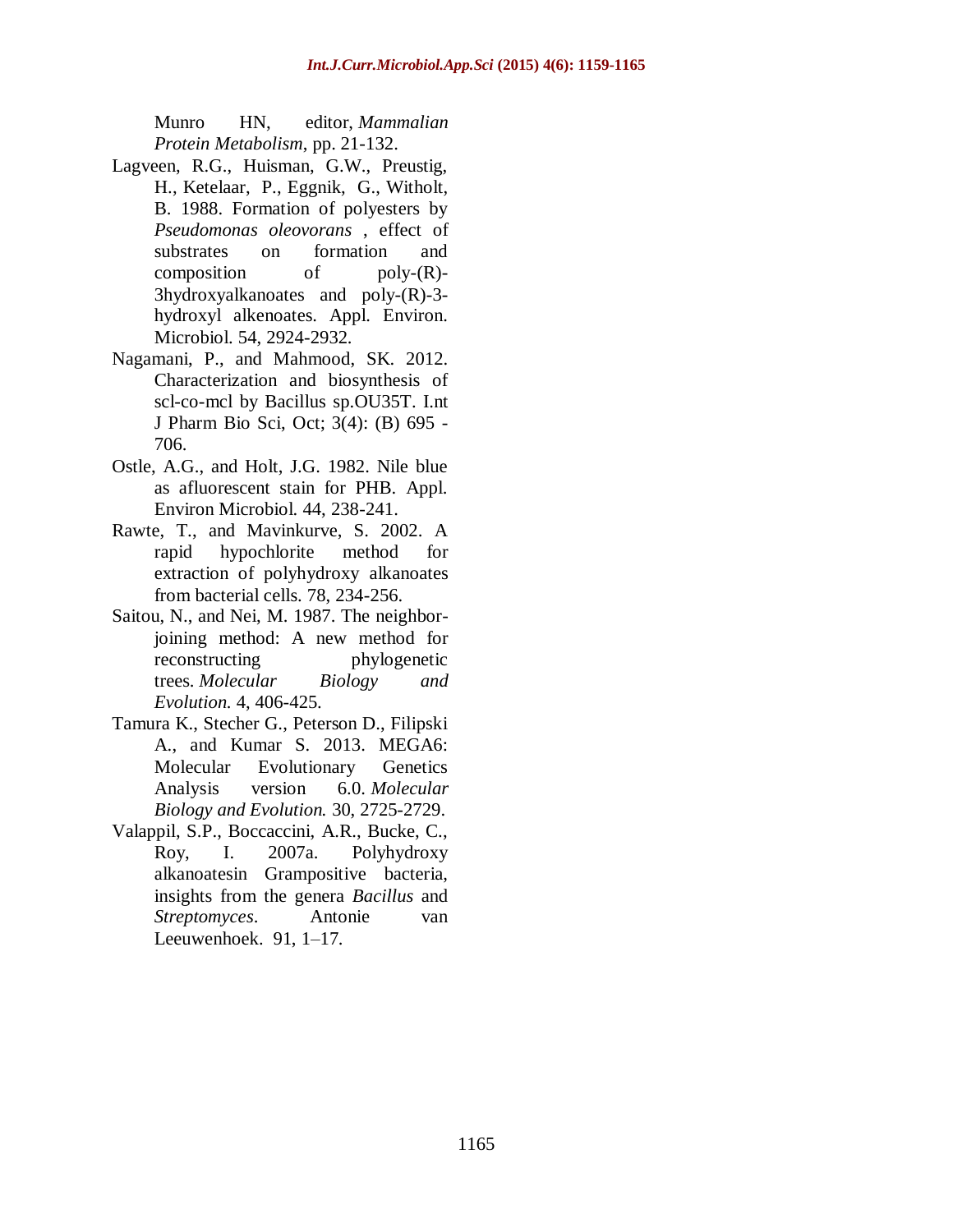Munro HN, editor, *Mammalian Protein Metabolism*, pp. 21-132.

Lagveen, R.G., Huisman, G.W., Preustig, H., Ketelaar, P., Eggnik, G., Witholt, B. 1988. Formation of polyesters by *Pseudomonas oleovorans* , effect of substrates on formation and composition of poly-(R)-3hydroxyalkanoates and poly-(R)-3-hydroxyl alkenoates. Appl. Environ. Microbiol. 54, 2924-2932.

Nagamani, P., and Mahmood, SK. 2012. Characterization and biosynthesis of scl-co-mcl by Bacillus sp.OU35T. I.nt J Pharm Bio Sci, Oct; 3(4): (B) 695 - 706.

Ostle, A.G., and Holt, J.G. 1982. Nile blue as afluorescent stain for PHB. Appl. Environ Microbiol. 44, 238-241.

Rawte, T., and Mavinkurve, S. 2002. A rapid hypochlorite method for extraction of polyhydroxy alkanoates from bacterial cells. 78, 234-256.

Saitou, N., and Nei, M. 1987. The neighbor-joining method: A new method for reconstructing phylogenetic trees. *Molecular Biology and Evolution.* 4, 406-425.

Tamura K., Stecher G., Peterson D., Filipski A., and Kumar S. 2013. MEGA6: Molecular Evolutionary Genetics Analysis version 6.0. *Molecular Biology and Evolution.* 30, 2725-2729.

Valappil, S.P., Boccaccini, A.R., Bucke, C., Roy, I. 2007a. Polyhydroxy alkanoatesin Grampositive bacteria, insights from the genera *Bacillus* and *Streptomyces*. Antonie van Leeuwenhoek. 91, 1–17.